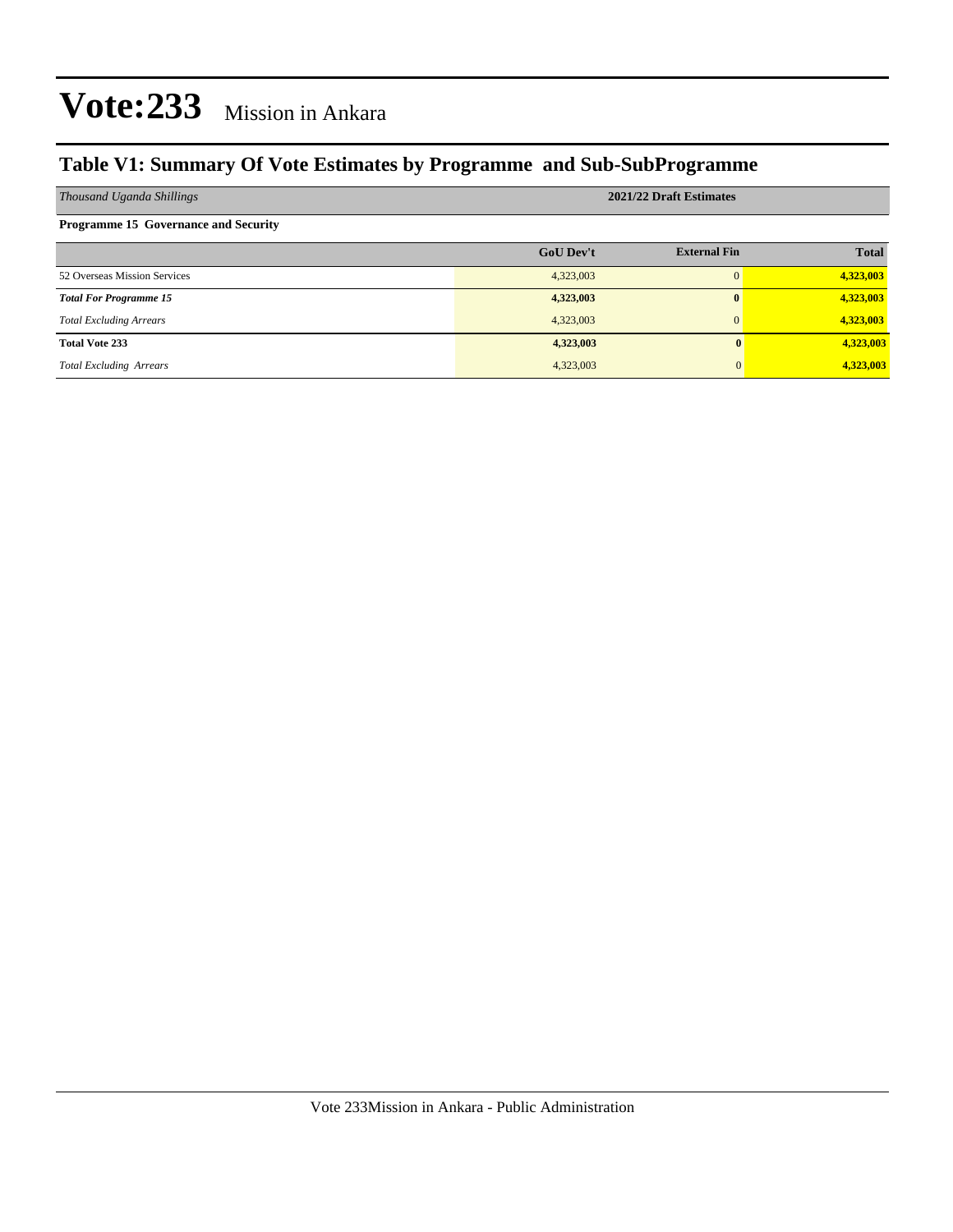# Vote:233 Mission in Ankara

## Table V1: Summary Of Vote Estimates by Programme and Sub-SubProgramme

| *Thousand Uganda Shillings* | 2021/22 Draft Estimates | | |
|---|---|---|---|
| **Programme 15 Governance and Security** | | | |
| | **GoU Dev't** | **External Fin** | **Total** |
| 52 Overseas Mission Services | 4,323,003 | 0 | **4,323,003** |
| ***Total For Programme 15*** | **4,323,003** | **0** | **4,323,003** |
| *Total Excluding Arrears* | 4,323,003 | 0 | **4,323,003** |
| **Total Vote 233** | **4,323,003** | **0** | **4,323,003** |
| *Total Excluding Arrears* | 4,323,003 | 0 | **4,323,003** |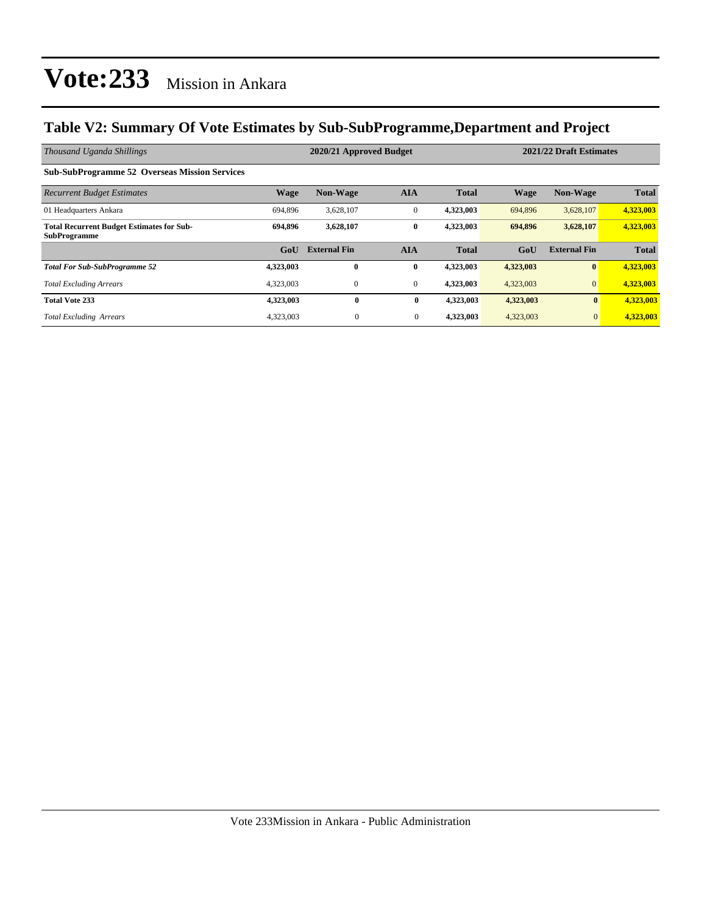# Vote:233 Mission in Ankara

## Table V2: Summary Of Vote Estimates by Sub-SubProgramme,Department and Project

| *Thousand Uganda Shillings* | 2020/21 Approved Budget | | | | 2021/22 Draft Estimates | | |
|---|---|---|---|---|---|---|---|
| **Sub-SubProgramme 52 Overseas Mission Services** | | | | | | | |
| *Recurrent Budget Estimates* | **Wage** | **Non-Wage** | **AIA** | **Total** | **Wage** | **Non-Wage** | **Total** |
| 01 Headquarters Ankara | 694,896 | 3,628,107 | 0 | **4,323,003** | 694,896 | 3,628,107 | **4,323,003** |
| **Total Recurrent Budget Estimates for Sub-SubProgramme** | **694,896** | **3,628,107** | **0** | **4,323,003** | **694,896** | **3,628,107** | **4,323,003** |
| | **GoU** | **External Fin** | **AIA** | **Total** | **GoU** | **External Fin** | **Total** |
| ***Total For Sub-SubProgramme 52*** | **4,323,003** | **0** | **0** | **4,323,003** | **4,323,003** | **0** | **4,323,003** |
| *Total Excluding Arrears* | 4,323,003 | 0 | 0 | **4,323,003** | 4,323,003 | 0 | **4,323,003** |
| **Total Vote 233** | **4,323,003** | **0** | **0** | **4,323,003** | **4,323,003** | **0** | **4,323,003** |
| *Total Excluding Arrears* | 4,323,003 | 0 | 0 | **4,323,003** | 4,323,003 | 0 | **4,323,003** |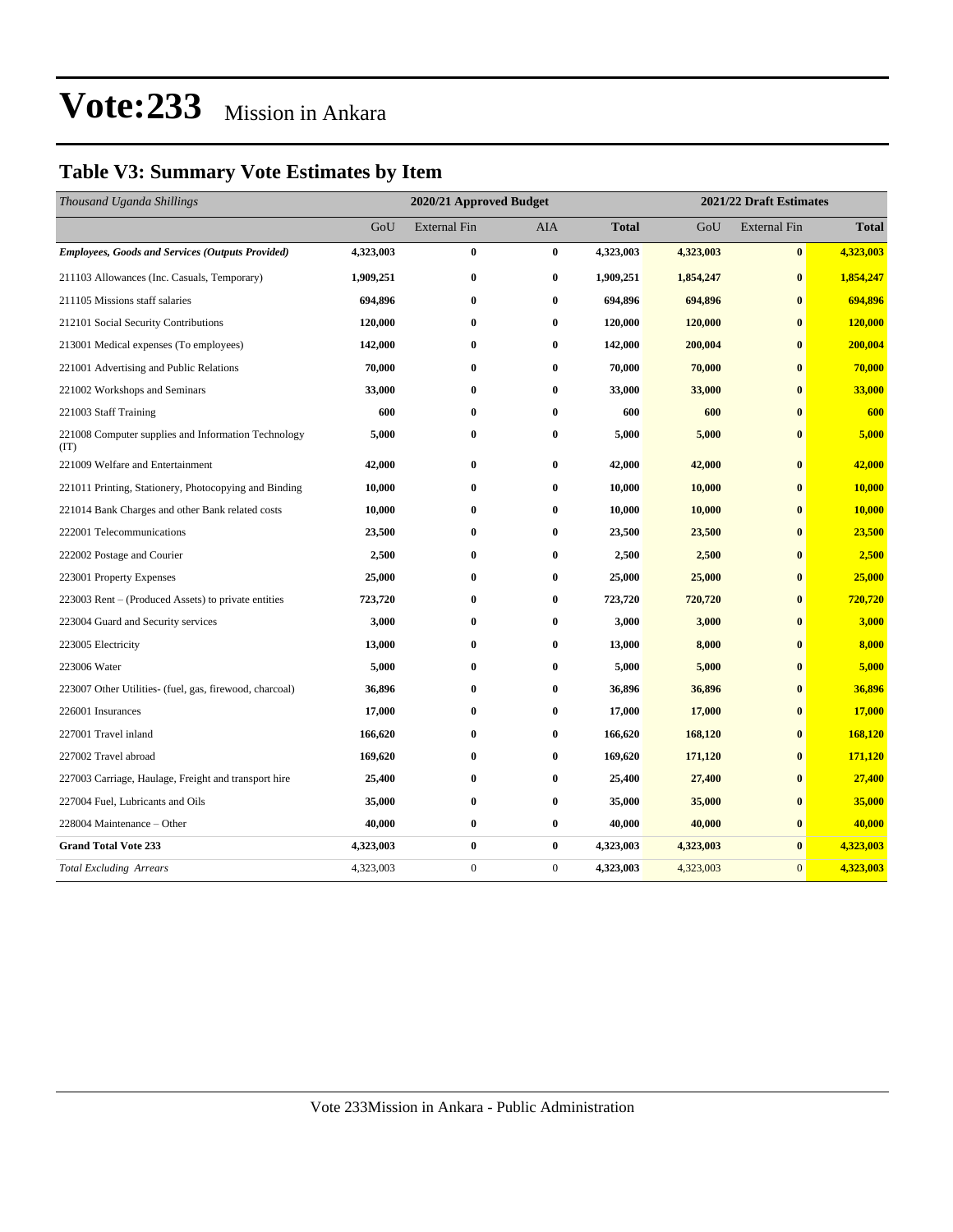# Vote:233 Mission in Ankara

## Table V3: Summary Vote Estimates by Item

| *Thousand Uganda Shillings* | 2020/21 Approved Budget | | | | 2021/22 Draft Estimates | | |
|---|---|---|---|---|---|---|---|
| | GoU | External Fin | AIA | **Total** | GoU | External Fin | **Total** |
| ***Employees, Goods and Services (Outputs Provided)*** | **4,323,003** | **0** | **0** | **4,323,003** | **4,323,003** | **0** | **4,323,003** |
| 211103 Allowances (Inc. Casuals, Temporary) | **1,909,251** | **0** | **0** | **1,909,251** | **1,854,247** | **0** | **1,854,247** |
| 211105 Missions staff salaries | **694,896** | **0** | **0** | **694,896** | **694,896** | **0** | **694,896** |
| 212101 Social Security Contributions | **120,000** | **0** | **0** | **120,000** | **120,000** | **0** | **120,000** |
| 213001 Medical expenses (To employees) | **142,000** | **0** | **0** | **142,000** | **200,004** | **0** | **200,004** |
| 221001 Advertising and Public Relations | **70,000** | **0** | **0** | **70,000** | **70,000** | **0** | **70,000** |
| 221002 Workshops and Seminars | **33,000** | **0** | **0** | **33,000** | **33,000** | **0** | **33,000** |
| 221003 Staff Training | **600** | **0** | **0** | **600** | **600** | **0** | **600** |
| 221008 Computer supplies and Information Technology (IT) | **5,000** | **0** | **0** | **5,000** | **5,000** | **0** | **5,000** |
| 221009 Welfare and Entertainment | **42,000** | **0** | **0** | **42,000** | **42,000** | **0** | **42,000** |
| 221011 Printing, Stationery, Photocopying and Binding | **10,000** | **0** | **0** | **10,000** | **10,000** | **0** | **10,000** |
| 221014 Bank Charges and other Bank related costs | **10,000** | **0** | **0** | **10,000** | **10,000** | **0** | **10,000** |
| 222001 Telecommunications | **23,500** | **0** | **0** | **23,500** | **23,500** | **0** | **23,500** |
| 222002 Postage and Courier | **2,500** | **0** | **0** | **2,500** | **2,500** | **0** | **2,500** |
| 223001 Property Expenses | **25,000** | **0** | **0** | **25,000** | **25,000** | **0** | **25,000** |
| 223003 Rent – (Produced Assets) to private entities | **723,720** | **0** | **0** | **723,720** | **720,720** | **0** | **720,720** |
| 223004 Guard and Security services | **3,000** | **0** | **0** | **3,000** | **3,000** | **0** | **3,000** |
| 223005 Electricity | **13,000** | **0** | **0** | **13,000** | **8,000** | **0** | **8,000** |
| 223006 Water | **5,000** | **0** | **0** | **5,000** | **5,000** | **0** | **5,000** |
| 223007 Other Utilities- (fuel, gas, firewood, charcoal) | **36,896** | **0** | **0** | **36,896** | **36,896** | **0** | **36,896** |
| 226001 Insurances | **17,000** | **0** | **0** | **17,000** | **17,000** | **0** | **17,000** |
| 227001 Travel inland | **166,620** | **0** | **0** | **166,620** | **168,120** | **0** | **168,120** |
| 227002 Travel abroad | **169,620** | **0** | **0** | **169,620** | **171,120** | **0** | **171,120** |
| 227003 Carriage, Haulage, Freight and transport hire | **25,400** | **0** | **0** | **25,400** | **27,400** | **0** | **27,400** |
| 227004 Fuel, Lubricants and Oils | **35,000** | **0** | **0** | **35,000** | **35,000** | **0** | **35,000** |
| 228004 Maintenance – Other | **40,000** | **0** | **0** | **40,000** | **40,000** | **0** | **40,000** |
| **Grand Total Vote 233** | **4,323,003** | **0** | **0** | **4,323,003** | **4,323,003** | **0** | **4,323,003** |
| *Total Excluding Arrears* | 4,323,003 | 0 | 0 | **4,323,003** | 4,323,003 | 0 | **4,323,003** |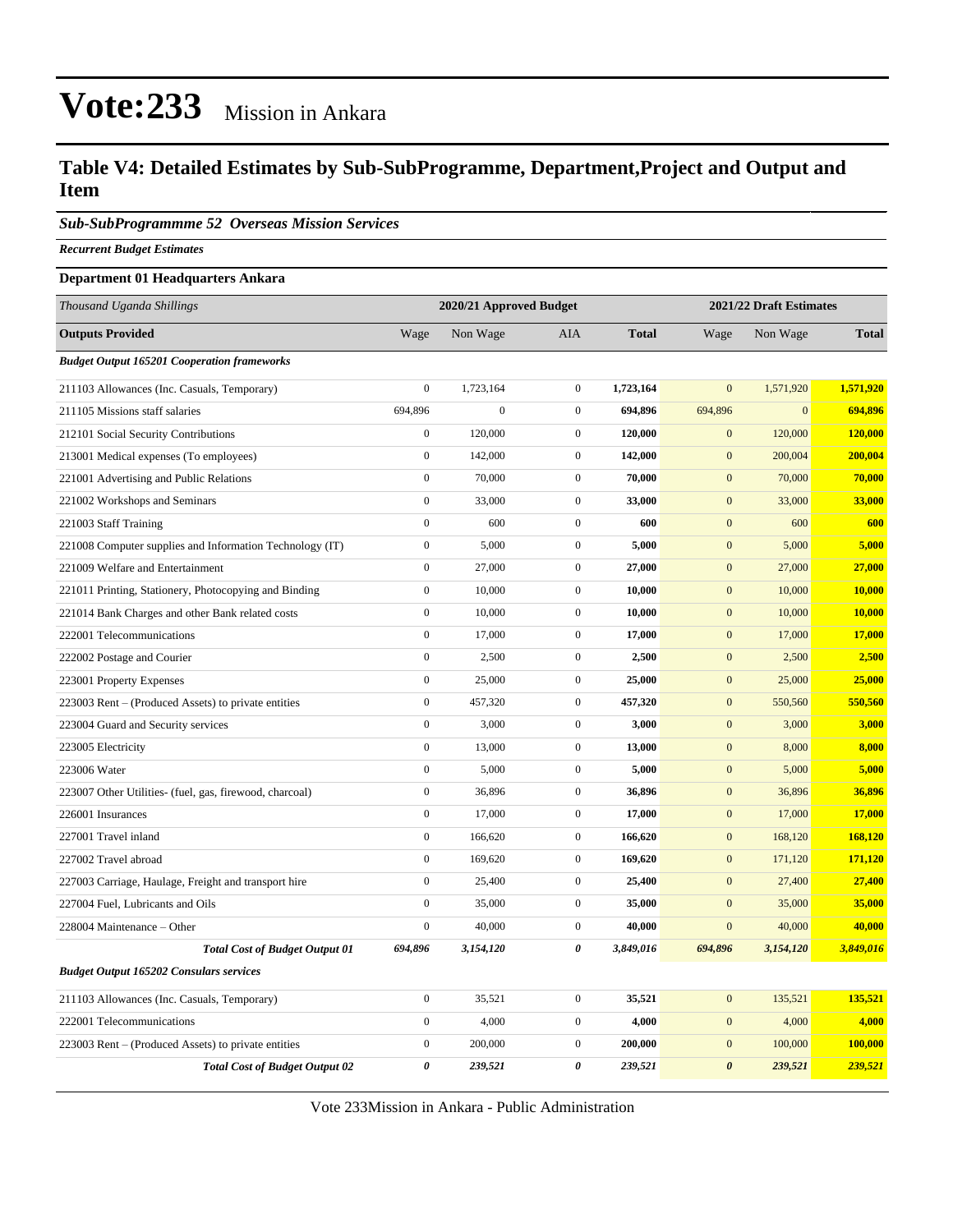# Vote:233 Mission in Ankara

## Table V4: Detailed Estimates by Sub-SubProgramme, Department,Project and Output and Item

### *Sub-SubProgrammme 52 Overseas Mission Services*

***Recurrent Budget Estimates***

**Department 01 Headquarters Ankara**

| *Thousand Uganda Shillings* | 2020/21 Approved Budget | | | | 2021/22 Draft Estimates | | |
|---|---|---|---|---|---|---|---|
| **Outputs Provided** | Wage | Non Wage | AIA | **Total** | Wage | Non Wage | **Total** |
| ***Budget Output 165201 Cooperation frameworks*** | | | | | | | |
| 211103 Allowances (Inc. Casuals, Temporary) | 0 | 1,723,164 | 0 | **1,723,164** | 0 | 1,571,920 | **1,571,920** |
| 211105 Missions staff salaries | 694,896 | 0 | 0 | **694,896** | 694,896 | 0 | **694,896** |
| 212101 Social Security Contributions | 0 | 120,000 | 0 | **120,000** | 0 | 120,000 | **120,000** |
| 213001 Medical expenses (To employees) | 0 | 142,000 | 0 | **142,000** | 0 | 200,004 | **200,004** |
| 221001 Advertising and Public Relations | 0 | 70,000 | 0 | **70,000** | 0 | 70,000 | **70,000** |
| 221002 Workshops and Seminars | 0 | 33,000 | 0 | **33,000** | 0 | 33,000 | **33,000** |
| 221003 Staff Training | 0 | 600 | 0 | **600** | 0 | 600 | **600** |
| 221008 Computer supplies and Information Technology (IT) | 0 | 5,000 | 0 | **5,000** | 0 | 5,000 | **5,000** |
| 221009 Welfare and Entertainment | 0 | 27,000 | 0 | **27,000** | 0 | 27,000 | **27,000** |
| 221011 Printing, Stationery, Photocopying and Binding | 0 | 10,000 | 0 | **10,000** | 0 | 10,000 | **10,000** |
| 221014 Bank Charges and other Bank related costs | 0 | 10,000 | 0 | **10,000** | 0 | 10,000 | **10,000** |
| 222001 Telecommunications | 0 | 17,000 | 0 | **17,000** | 0 | 17,000 | **17,000** |
| 222002 Postage and Courier | 0 | 2,500 | 0 | **2,500** | 0 | 2,500 | **2,500** |
| 223001 Property Expenses | 0 | 25,000 | 0 | **25,000** | 0 | 25,000 | **25,000** |
| 223003 Rent – (Produced Assets) to private entities | 0 | 457,320 | 0 | **457,320** | 0 | 550,560 | **550,560** |
| 223004 Guard and Security services | 0 | 3,000 | 0 | **3,000** | 0 | 3,000 | **3,000** |
| 223005 Electricity | 0 | 13,000 | 0 | **13,000** | 0 | 8,000 | **8,000** |
| 223006 Water | 0 | 5,000 | 0 | **5,000** | 0 | 5,000 | **5,000** |
| 223007 Other Utilities- (fuel, gas, firewood, charcoal) | 0 | 36,896 | 0 | **36,896** | 0 | 36,896 | **36,896** |
| 226001 Insurances | 0 | 17,000 | 0 | **17,000** | 0 | 17,000 | **17,000** |
| 227001 Travel inland | 0 | 166,620 | 0 | **166,620** | 0 | 168,120 | **168,120** |
| 227002 Travel abroad | 0 | 169,620 | 0 | **169,620** | 0 | 171,120 | **171,120** |
| 227003 Carriage, Haulage, Freight and transport hire | 0 | 25,400 | 0 | **25,400** | 0 | 27,400 | **27,400** |
| 227004 Fuel, Lubricants and Oils | 0 | 35,000 | 0 | **35,000** | 0 | 35,000 | **35,000** |
| 228004 Maintenance – Other | 0 | 40,000 | 0 | **40,000** | 0 | 40,000 | **40,000** |
| ***Total Cost of Budget Output 01*** | ***694,896*** | ***3,154,120*** | ***0*** | ***3,849,016*** | ***694,896*** | ***3,154,120*** | ***3,849,016*** |
| ***Budget Output 165202 Consulars services*** | | | | | | | |
| 211103 Allowances (Inc. Casuals, Temporary) | 0 | 35,521 | 0 | **35,521** | 0 | 135,521 | **135,521** |
| 222001 Telecommunications | 0 | 4,000 | 0 | **4,000** | 0 | 4,000 | **4,000** |
| 223003 Rent – (Produced Assets) to private entities | 0 | 200,000 | 0 | **200,000** | 0 | 100,000 | **100,000** |
| ***Total Cost of Budget Output 02*** | ***0*** | ***239,521*** | ***0*** | ***239,521*** | ***0*** | ***239,521*** | ***239,521*** |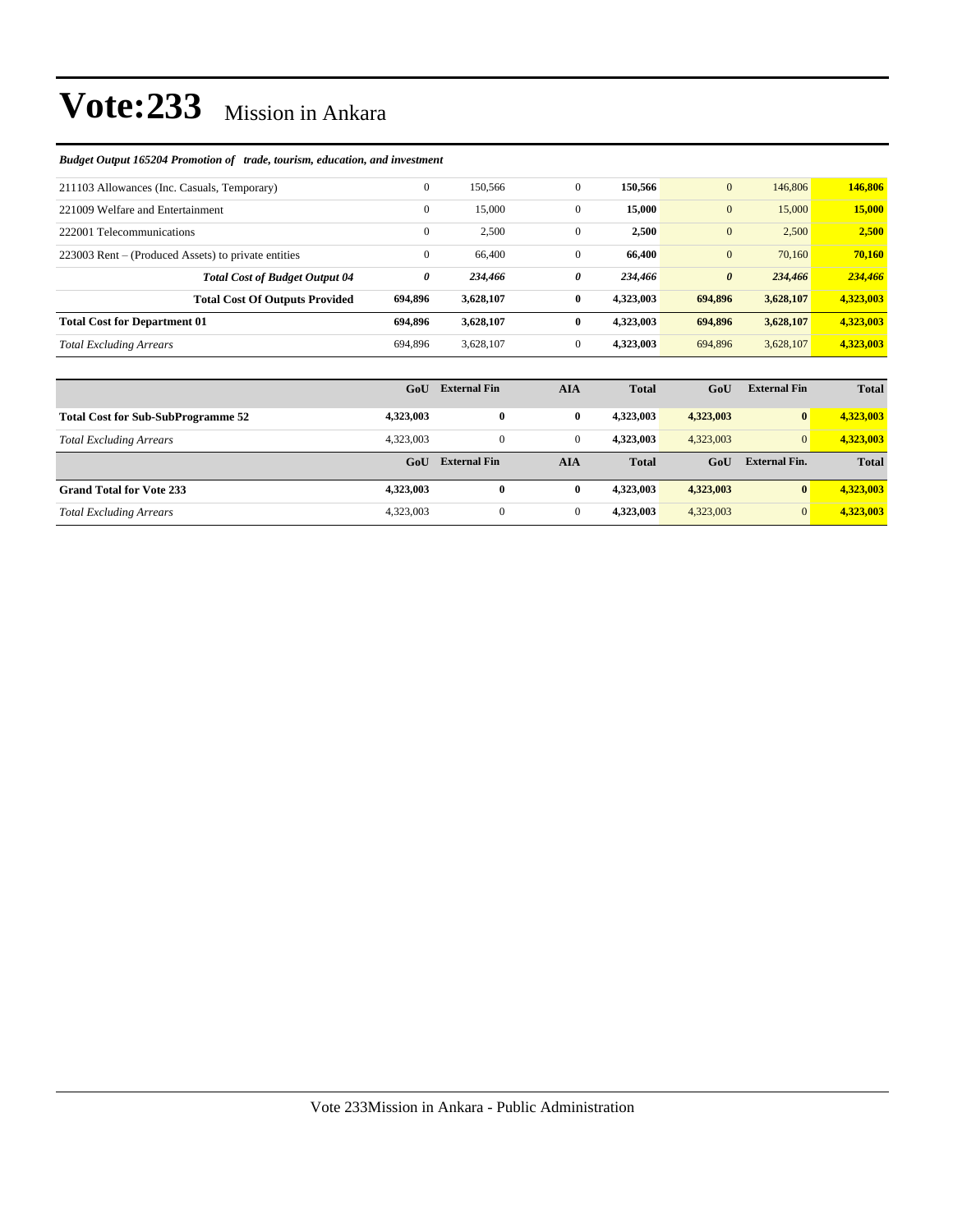# Vote:233 Mission in Ankara

***Budget Output 165204 Promotion of trade, tourism, education, and investment***

| | | | | | | | |
|---|---|---|---|---|---|---|---|
| 211103 Allowances (Inc. Casuals, Temporary) | 0 | 150,566 | 0 | **150,566** | 0 | 146,806 | **146,806** |
| 221009 Welfare and Entertainment | 0 | 15,000 | 0 | **15,000** | 0 | 15,000 | **15,000** |
| 222001 Telecommunications | 0 | 2,500 | 0 | **2,500** | 0 | 2,500 | **2,500** |
| 223003 Rent – (Produced Assets) to private entities | 0 | 66,400 | 0 | **66,400** | 0 | 70,160 | **70,160** |
| ***Total Cost of Budget Output 04*** | ***0*** | ***234,466*** | ***0*** | ***234,466*** | ***0*** | ***234,466*** | ***234,466*** |
| **Total Cost Of Outputs Provided** | **694,896** | **3,628,107** | **0** | **4,323,003** | **694,896** | **3,628,107** | **4,323,003** |
| **Total Cost for Department 01** | **694,896** | **3,628,107** | **0** | **4,323,003** | **694,896** | **3,628,107** | **4,323,003** |
| *Total Excluding Arrears* | 694,896 | 3,628,107 | 0 | **4,323,003** | 694,896 | 3,628,107 | **4,323,003** |

| | GoU | External Fin | AIA | Total | GoU | External Fin | Total |
|---|---|---|---|---|---|---|---|
| **Total Cost for Sub-SubProgramme 52** | **4,323,003** | **0** | **0** | **4,323,003** | **4,323,003** | **0** | **4,323,003** |
| *Total Excluding Arrears* | 4,323,003 | 0 | 0 | **4,323,003** | 4,323,003 | 0 | **4,323,003** |
| | **GoU** | **External Fin** | **AIA** | **Total** | **GoU** | **External Fin.** | **Total** |
| **Grand Total for Vote 233** | **4,323,003** | **0** | **0** | **4,323,003** | **4,323,003** | **0** | **4,323,003** |
| *Total Excluding Arrears* | 4,323,003 | 0 | 0 | **4,323,003** | 4,323,003 | 0 | **4,323,003** |